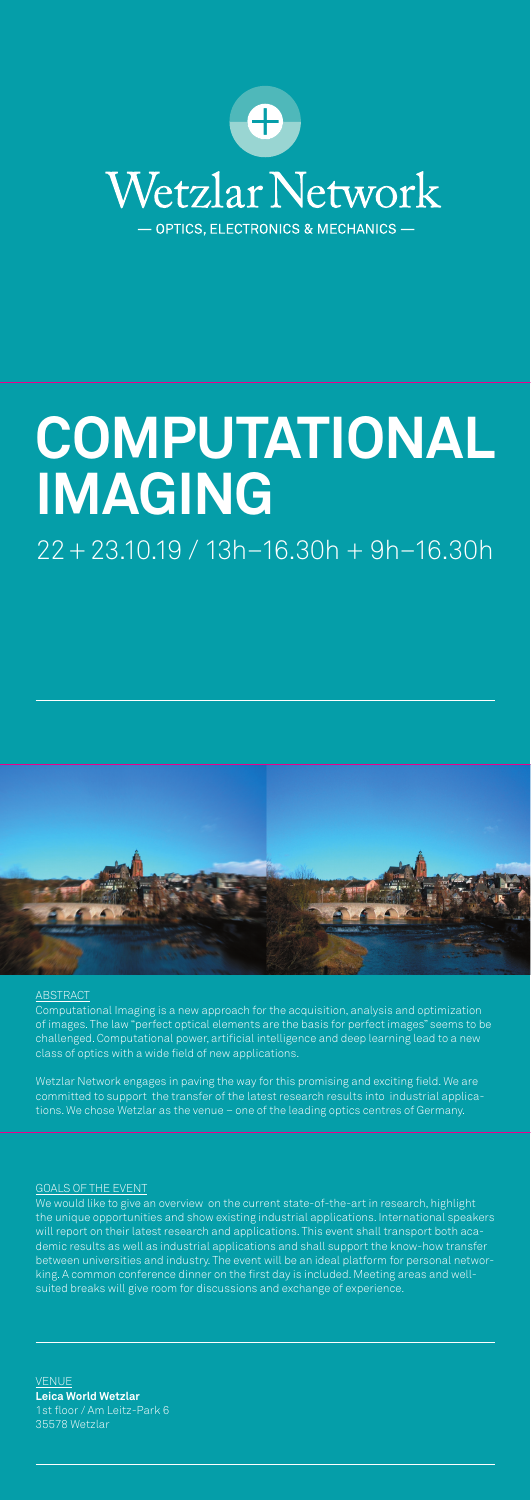# Wetzlar Network

— OPTICS, ELECTRONICS & MECHANICS —

# COMPUTATIONAL IMAGING

22 + 23.10.19 / 13h–16.30h + 9h–16.30h

## ABSTRACT

Computational Imaging is a new approach for the acquisition, analysis and optimization of images. The law "perfect optical elements are the basis for perfect images" seems to be challenged. Computational power, artificial intelligence and deep learning lead to a new class of optics with a wide field of new applications.

Wetzlar Network engages in paving the way for this promising and exciting field. We are committed to support the transfer of the latest research results into industrial applications. We chose Wetzlar as the venue – one of the leading optics centres of Germany.

## GOALS OF THE EVENT

We would like to give an overview on the current state-of-the-art in research, highlight the unique opportunities and show existing industrial applications. International speakers will report on their latest research and applications. This event shall transport both academic results as well as industrial applications and shall support the know-how transfer between universities and industry. The event will be an ideal platform for personal networking. A common conference dinner on the first day is included. Meeting areas and well-suited breaks will give room for discussions and exchange of experience.

## VENUE

**Leica World Wetzlar**
1st floor / Am Leitz-Park 6
35578 Wetzlar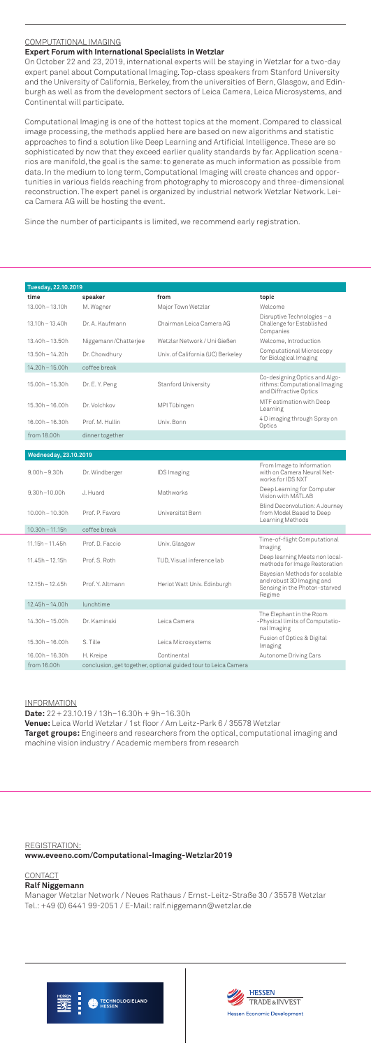COMPUTATIONAL IMAGING

**Expert Forum with International Specialists in Wetzlar**

On October 22 and 23, 2019, international experts will be staying in Wetzlar for a two-day expert panel about Computational Imaging. Top-class speakers from Stanford University and the University of California, Berkeley, from the universities of Bern, Glasgow, and Edinburgh as well as from the development sectors of Leica Camera, Leica Microsystems, and Continental will participate.

Computational Imaging is one of the hottest topics at the moment. Compared to classical image processing, the methods applied here are based on new algorithms and statistic approaches to find a solution like Deep Learning and Artificial Intelligence. These are so sophisticated by now that they exceed earlier quality standards by far. Application scenarios are manifold, the goal is the same: to generate as much information as possible from data. In the medium to long term, Computational Imaging will create chances and opportunities in various fields reaching from photography to microscopy and three-dimensional reconstruction. The expert panel is organized by industrial network Wetzlar Network. Leica Camera AG will be hosting the event.

Since the number of participants is limited, we recommend early registration.

| Tuesday, 22.10.2019 | | | |
|---|---|---|---|
| **time** | **speaker** | **from** | **topic** |
| 13.00h – 13.10h | M. Wagner | Major Town Wetzlar | Welcome |
| 13.10h – 13.40h | Dr. A. Kaufmann | Chairman Leica Camera AG | Disruptive Technologies – a Challenge for Established Companies |
| 13.40h – 13.50h | Niggemann/Chatterjee | Wetzlar Network / Uni Gießen | Welcome, Introduction |
| 13.50h – 14.20h | Dr. Chowdhury | Univ. of California (UC) Berkeley | Computational Microscopy for Biological Imaging |
| 14.20h – 15.00h | coffee break | | |
| 15.00h – 15.30h | Dr. E. Y. Peng | Stanford University | Co-designing Optics and Algorithms: Computational Imaging and Diffractive Optics |
| 15.30h – 16.00h | Dr. Volchkov | MPI Tübingen | MTF estimation with Deep Learning |
| 16.00h – 16.30h | Prof. M. Hullin | Univ. Bonn | 4 D imaging through Spray on Optics |
| from 18.00h | dinner together | | |

| Wednesday, 23.10.2019 | | | |
|---|---|---|---|
| 9.00h – 9.30h | Dr. Windberger | IDS Imaging | From Image to Information with on Camera Neural Networks for IDS NXT |
| 9.30h – 10.00h | J. Huard | Mathworks | Deep Learning for Computer Vision with MATLAB |
| 10.00h – 10.30h | Prof. P. Favaro | Universität Bern | Blind Deconvolution: A Journey from Model Based to Deep Learning Methods |
| 10.30h – 11.15h | coffee break | | |
| 11.15h – 11.45h | Prof. D. Faccio | Univ. Glasgow | Time-of-flight Computational Imaging |
| 11.45h – 12.15h | Prof. S. Roth | TUD, Visual inference lab | Deep learning Meets non local-methods for Image Restoration |
| 12.15h – 12.45h | Prof. Y. Altmann | Heriot Watt Univ. Edinburgh | Bayesian Methods for scalable and robust 3D Imaging and Sensing in the Photon-starved Regime |
| 12.45h – 14.00h | lunchtime | | |
| 14.30h – 15.00h | Dr. Kaminski | Leica Camera | The Elephant in the Room -Physical limits of Computational Imaging |
| 15.30h – 16.00h | S. Tille | Leica Microsystems | Fusion of Optics & Digital Imaging |
| 16.00h – 16.30h | H. Kreipe | Continental | Autonome Driving Cars |
| from 16.00h | conclusion, get together, optional guided tour to Leica Camera | | |

INFORMATION

**Date:** 22 + 23.10.19 / 13h–16.30h + 9h–16.30h
**Venue:** Leica World Wetzlar / 1st floor / Am Leitz-Park 6 / 35578 Wetzlar
**Target groups:** Engineers and researchers from the optical, computational imaging and machine vision industry / Academic members from research

REGISTRATION:
**www.eveeno.com/Computational-Imaging-Wetzlar2019**

CONTACT
**Ralf Niggemann**
Manager Wetzlar Network / Neues Rathaus / Ernst-Leitz-Straße 30 / 35578 Wetzlar
Tel.: +49 (0) 6441 99-2051 / E-Mail: ralf.niggemann@wetzlar.de

TECHNOLOGIELAND HESSEN

HESSEN TRADE & INVEST
Hessen Economic Development